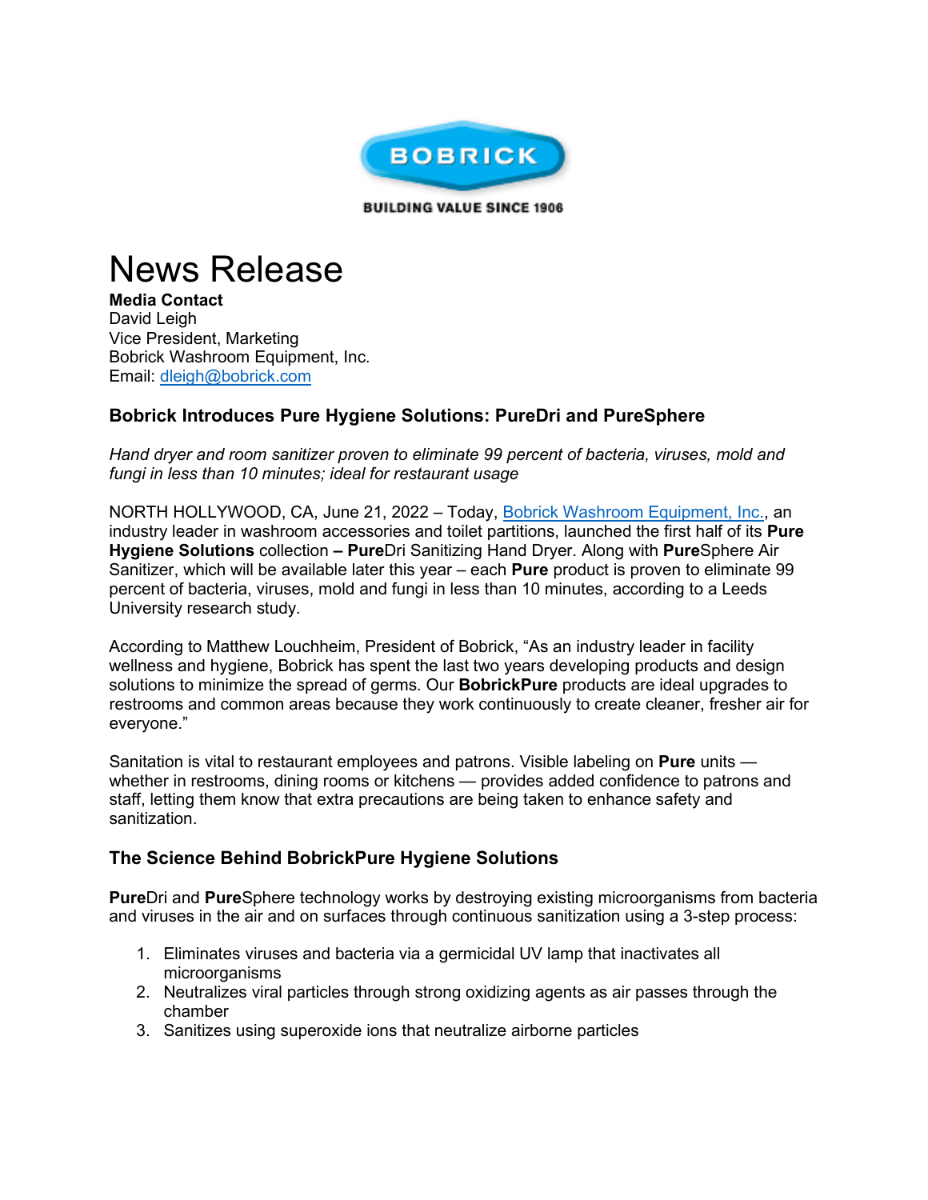BOBRICK

BUILDING VALUE SINCE 1906

# News Release

**Media Contact**
David Leigh
Vice President, Marketing
Bobrick Washroom Equipment, Inc.
Email: dleigh@bobrick.com

### Bobrick Introduces Pure Hygiene Solutions: PureDri and PureSphere

*Hand dryer and room sanitizer proven to eliminate 99 percent of bacteria, viruses, mold and fungi in less than 10 minutes; ideal for restaurant usage*

NORTH HOLLYWOOD, CA, June 21, 2022 – Today, Bobrick Washroom Equipment, Inc., an industry leader in washroom accessories and toilet partitions, launched the first half of its **Pure Hygiene Solutions** collection **– Pure**Dri Sanitizing Hand Dryer. Along with **Pure**Sphere Air Sanitizer, which will be available later this year – each **Pure** product is proven to eliminate 99 percent of bacteria, viruses, mold and fungi in less than 10 minutes, according to a Leeds University research study.

According to Matthew Louchheim, President of Bobrick, "As an industry leader in facility wellness and hygiene, Bobrick has spent the last two years developing products and design solutions to minimize the spread of germs. Our **BobrickPure** products are ideal upgrades to restrooms and common areas because they work continuously to create cleaner, fresher air for everyone."

Sanitation is vital to restaurant employees and patrons. Visible labeling on **Pure** units — whether in restrooms, dining rooms or kitchens — provides added confidence to patrons and staff, letting them know that extra precautions are being taken to enhance safety and sanitization.

### The Science Behind BobrickPure Hygiene Solutions

**Pure**Dri and **Pure**Sphere technology works by destroying existing microorganisms from bacteria and viruses in the air and on surfaces through continuous sanitization using a 3-step process:

1. Eliminates viruses and bacteria via a germicidal UV lamp that inactivates all microorganisms
2. Neutralizes viral particles through strong oxidizing agents as air passes through the chamber
3. Sanitizes using superoxide ions that neutralize airborne particles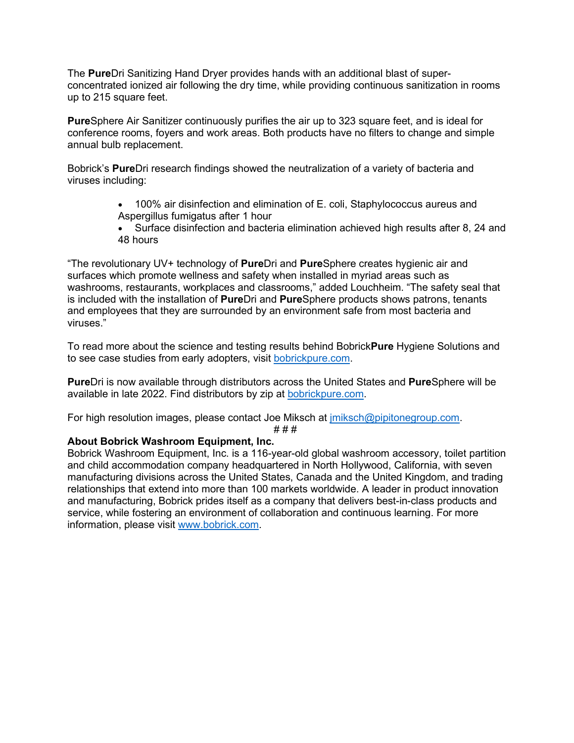The **Pure**Dri Sanitizing Hand Dryer provides hands with an additional blast of super-concentrated ionized air following the dry time, while providing continuous sanitization in rooms up to 215 square feet.

**Pure**Sphere Air Sanitizer continuously purifies the air up to 323 square feet, and is ideal for conference rooms, foyers and work areas. Both products have no filters to change and simple annual bulb replacement.

Bobrick's **Pure**Dri research findings showed the neutralization of a variety of bacteria and viruses including:

- 100% air disinfection and elimination of E. coli, Staphylococcus aureus and Aspergillus fumigatus after 1 hour
- Surface disinfection and bacteria elimination achieved high results after 8, 24 and 48 hours

"The revolutionary UV+ technology of **Pure**Dri and **Pure**Sphere creates hygienic air and surfaces which promote wellness and safety when installed in myriad areas such as washrooms, restaurants, workplaces and classrooms," added Louchheim. "The safety seal that is included with the installation of **Pure**Dri and **Pure**Sphere products shows patrons, tenants and employees that they are surrounded by an environment safe from most bacteria and viruses."

To read more about the science and testing results behind Bobrick**Pure** Hygiene Solutions and to see case studies from early adopters, visit [bobrickpure.com](bobrickpure.com).

**Pure**Dri is now available through distributors across the United States and **Pure**Sphere will be available in late 2022. Find distributors by zip at [bobrickpure.com](bobrickpure.com).

For high resolution images, please contact Joe Miksch at [jmiksch@pipitonegroup.com](mailto:jmiksch@pipitonegroup.com).

# # #

**About Bobrick Washroom Equipment, Inc.**

Bobrick Washroom Equipment, Inc. is a 116-year-old global washroom accessory, toilet partition and child accommodation company headquartered in North Hollywood, California, with seven manufacturing divisions across the United States, Canada and the United Kingdom, and trading relationships that extend into more than 100 markets worldwide. A leader in product innovation and manufacturing, Bobrick prides itself as a company that delivers best-in-class products and service, while fostering an environment of collaboration and continuous learning. For more information, please visit [www.bobrick.com](www.bobrick.com).